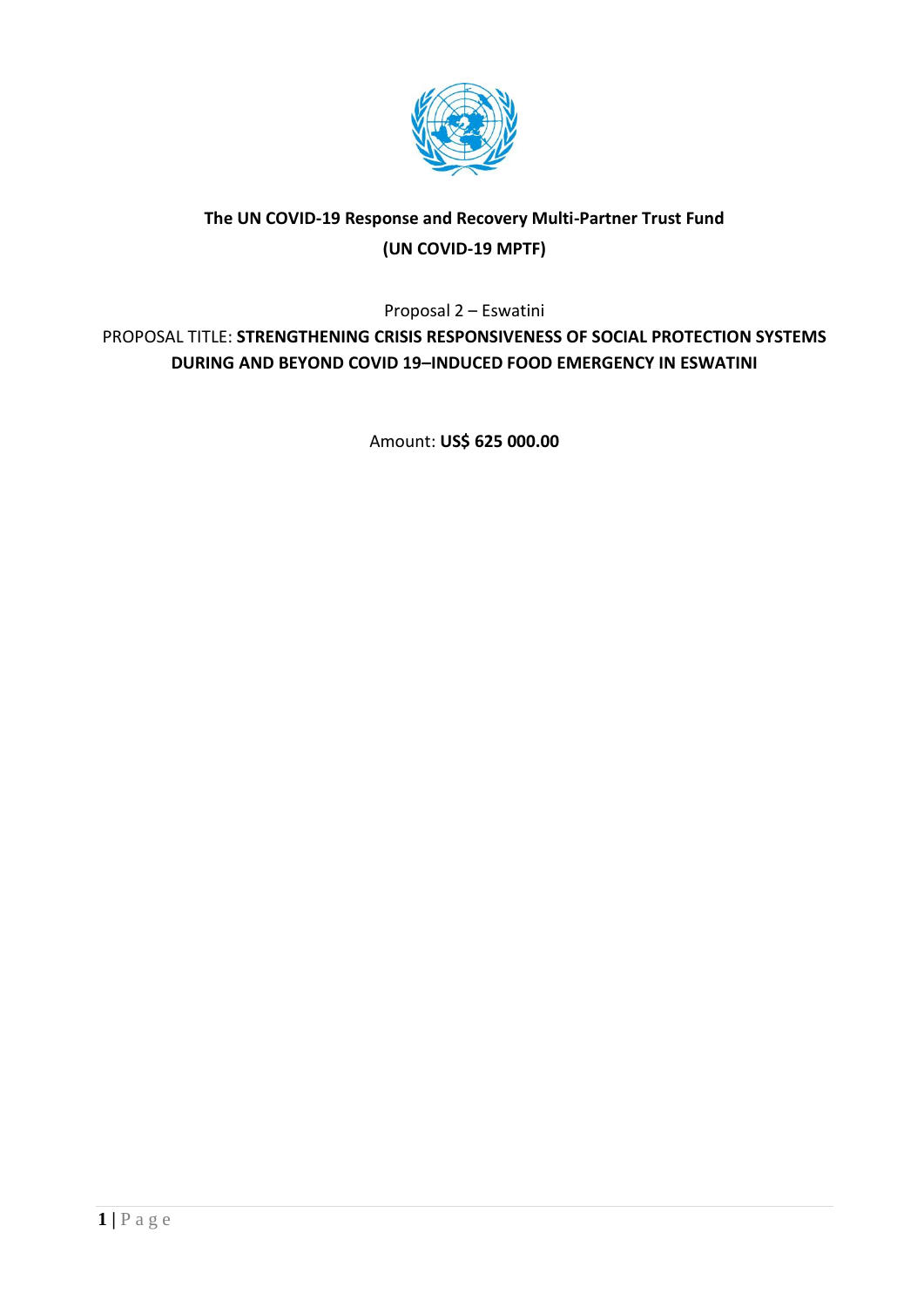**The UN COVID-19 Response and Recovery Multi-Partner Trust Fund**

**(UN COVID-19 MPTF)**

Proposal 2 – Eswatini

PROPOSAL TITLE: **STRENGTHENING CRISIS RESPONSIVENESS OF SOCIAL PROTECTION SYSTEMS DURING AND BEYOND COVID 19–INDUCED FOOD EMERGENCY IN ESWATINI**

Amount: **US$ 625 000.00**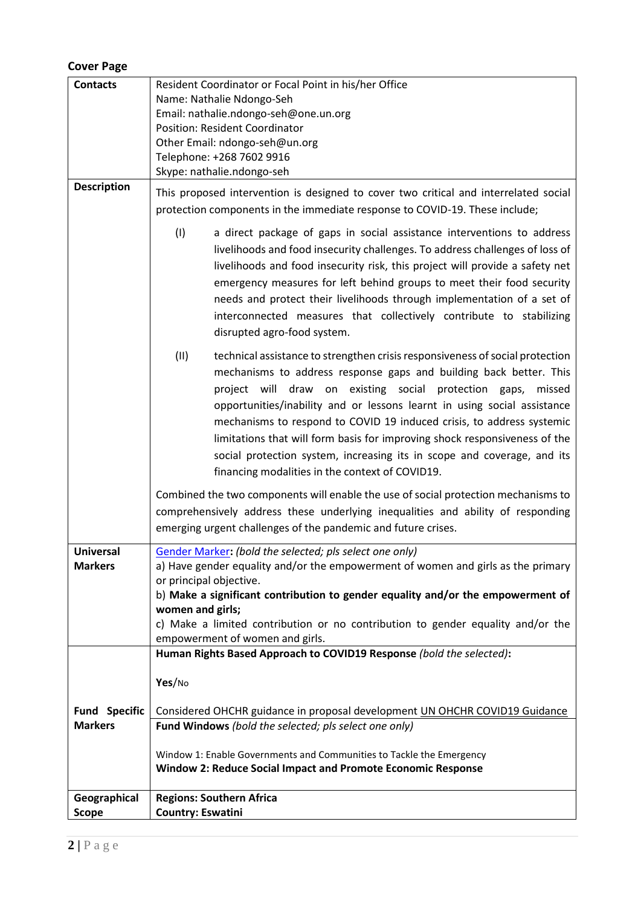**Cover Page**

<table>
<tr>
<td><strong>Contacts</strong></td>
<td>Resident Coordinator or Focal Point in his/her Office<br>Name: Nathalie Ndongo-Seh<br>Email: nathalie.ndongo-seh@one.un.org<br>Position: Resident Coordinator<br>Other Email: ndongo-seh@un.org<br>Telephone: +268 7602 9916<br>Skype: nathalie.ndongo-seh</td>
</tr>
<tr>
<td><strong>Description</strong></td>
<td>This proposed intervention is designed to cover two critical and interrelated social protection components in the immediate response to COVID-19. These include;<br><br>(I) a direct package of gaps in social assistance interventions to address livelihoods and food insecurity challenges. To address challenges of loss of livelihoods and food insecurity risk, this project will provide a safety net emergency measures for left behind groups to meet their food security needs and protect their livelihoods through implementation of a set of interconnected measures that collectively contribute to stabilizing disrupted agro-food system.<br><br>(II) technical assistance to strengthen crisis responsiveness of social protection mechanisms to address response gaps and building back better. This project will draw on existing social protection gaps, missed opportunities/inability and or lessons learnt in using social assistance mechanisms to respond to COVID 19 induced crisis, to address systemic limitations that will form basis for improving shock responsiveness of the social protection system, increasing its in scope and coverage, and its financing modalities in the context of COVID19.<br><br>Combined the two components will enable the use of social protection mechanisms to comprehensively address these underlying inequalities and ability of responding emerging urgent challenges of the pandemic and future crises.</td>
</tr>
<tr>
<td><strong>Universal Markers</strong></td>
<td>Gender Marker: <em>(bold the selected; pls select one only)</em><br>a) Have gender equality and/or the empowerment of women and girls as the primary or principal objective.<br>b) <strong>Make a significant contribution to gender equality and/or the empowerment of women and girls;</strong><br>c) Make a limited contribution or no contribution to gender equality and/or the empowerment of women and girls.</td>
</tr>
<tr>
<td rowspan="2"><strong>Fund Specific Markers</strong></td>
<td><strong>Human Rights Based Approach to COVID19 Response</strong> <em>(bold the selected)</em><strong>:</strong><br><br><strong>Yes</strong>/No<br><br>Considered OHCHR guidance in proposal development UN OHCHR COVID19 Guidance</td>
</tr>
<tr>
<td><strong>Fund Windows</strong> <em>(bold the selected; pls select one only)</em><br><br>Window 1: Enable Governments and Communities to Tackle the Emergency<br><strong>Window 2: Reduce Social Impact and Promote Economic Response</strong></td>
</tr>
<tr>
<td><strong>Geographical Scope</strong></td>
<td><strong>Regions: Southern Africa</strong><br><strong>Country: Eswatini</strong></td>
</tr>
</table>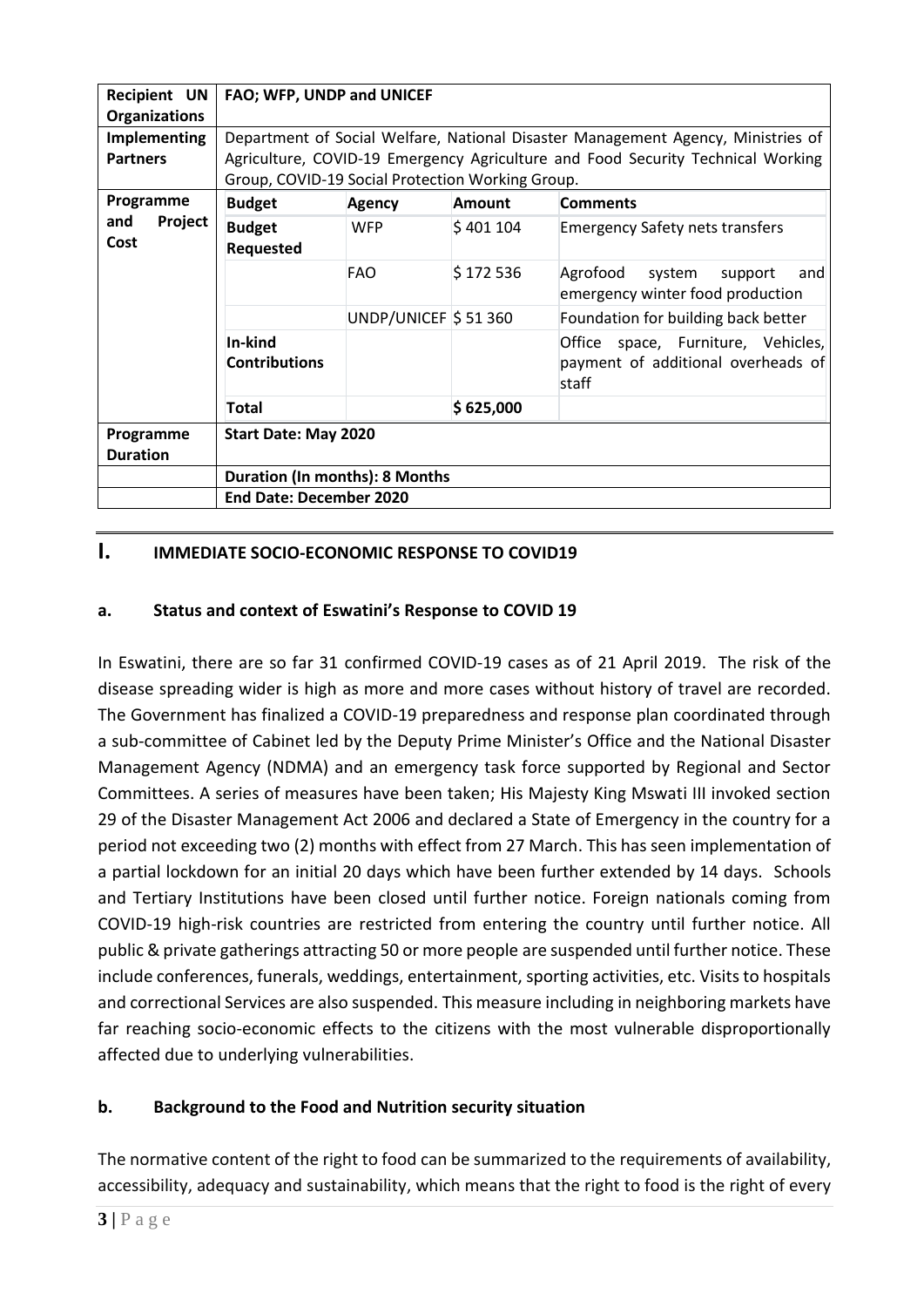| Recipient UN Organizations | FAO; WFP, UNDP and UNICEF | | | |
|---|---|---|---|---|
| Implementing Partners | Department of Social Welfare, National Disaster Management Agency, Ministries of Agriculture, COVID-19 Emergency Agriculture and Food Security Technical Working Group, COVID-19 Social Protection Working Group. | | | |
| Programme and Project Cost | **Budget** | **Agency** | **Amount** | **Comments** |
| | **Budget Requested** | WFP | $ 401 104 | Emergency Safety nets transfers |
| | | FAO | $ 172 536 | Agrofood system support and emergency winter food production |
| | | UNDP/UNICEF | $ 51 360 | Foundation for building back better |
| | **In-kind Contributions** | | | Office space, Furniture, Vehicles, payment of additional overheads of staff |
| | **Total** | | **$ 625,000** | |
| Programme Duration | **Start Date: May 2020** | | | |
| | **Duration (In months): 8 Months** | | | |
| | **End Date: December 2020** | | | |

# I. IMMEDIATE SOCIO-ECONOMIC RESPONSE TO COVID19

## a. Status and context of Eswatini's Response to COVID 19

In Eswatini, there are so far 31 confirmed COVID-19 cases as of 21 April 2019. The risk of the disease spreading wider is high as more and more cases without history of travel are recorded. The Government has finalized a COVID-19 preparedness and response plan coordinated through a sub-committee of Cabinet led by the Deputy Prime Minister's Office and the National Disaster Management Agency (NDMA) and an emergency task force supported by Regional and Sector Committees. A series of measures have been taken; His Majesty King Mswati III invoked section 29 of the Disaster Management Act 2006 and declared a State of Emergency in the country for a period not exceeding two (2) months with effect from 27 March. This has seen implementation of a partial lockdown for an initial 20 days which have been further extended by 14 days. Schools and Tertiary Institutions have been closed until further notice. Foreign nationals coming from COVID-19 high-risk countries are restricted from entering the country until further notice. All public & private gatherings attracting 50 or more people are suspended until further notice. These include conferences, funerals, weddings, entertainment, sporting activities, etc. Visits to hospitals and correctional Services are also suspended. This measure including in neighboring markets have far reaching socio-economic effects to the citizens with the most vulnerable disproportionally affected due to underlying vulnerabilities.

## b. Background to the Food and Nutrition security situation

The normative content of the right to food can be summarized to the requirements of availability, accessibility, adequacy and sustainability, which means that the right to food is the right of every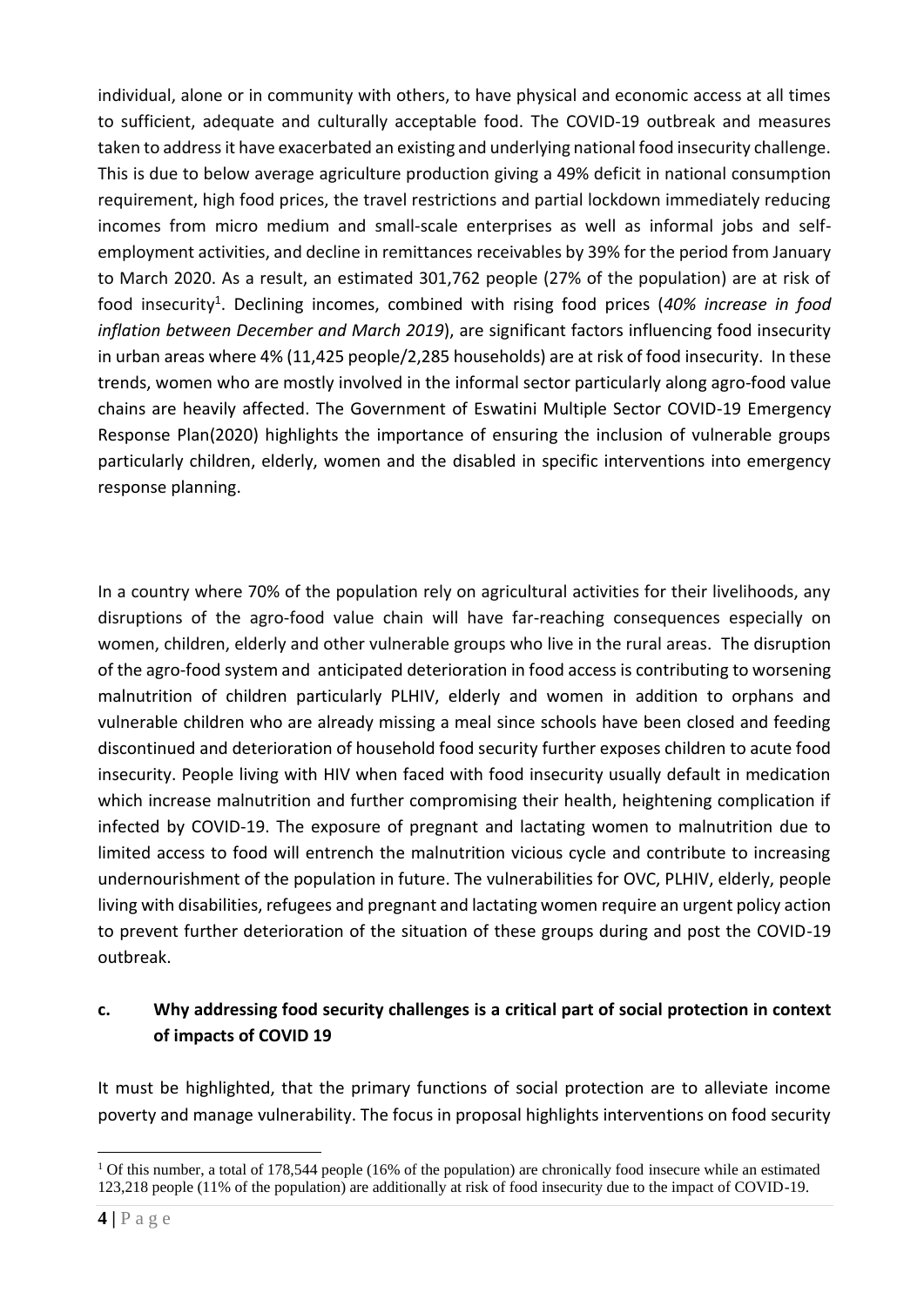individual, alone or in community with others, to have physical and economic access at all times to sufficient, adequate and culturally acceptable food. The COVID-19 outbreak and measures taken to address it have exacerbated an existing and underlying national food insecurity challenge. This is due to below average agriculture production giving a 49% deficit in national consumption requirement, high food prices, the travel restrictions and partial lockdown immediately reducing incomes from micro medium and small-scale enterprises as well as informal jobs and self-employment activities, and decline in remittances receivables by 39% for the period from January to March 2020. As a result, an estimated 301,762 people (27% of the population) are at risk of food insecurity[1]. Declining incomes, combined with rising food prices (*40% increase in food inflation between December and March 2019*), are significant factors influencing food insecurity in urban areas where 4% (11,425 people/2,285 households) are at risk of food insecurity. In these trends, women who are mostly involved in the informal sector particularly along agro-food value chains are heavily affected. The Government of Eswatini Multiple Sector COVID-19 Emergency Response Plan(2020) highlights the importance of ensuring the inclusion of vulnerable groups particularly children, elderly, women and the disabled in specific interventions into emergency response planning.

In a country where 70% of the population rely on agricultural activities for their livelihoods, any disruptions of the agro-food value chain will have far-reaching consequences especially on women, children, elderly and other vulnerable groups who live in the rural areas. The disruption of the agro-food system and anticipated deterioration in food access is contributing to worsening malnutrition of children particularly PLHIV, elderly and women in addition to orphans and vulnerable children who are already missing a meal since schools have been closed and feeding discontinued and deterioration of household food security further exposes children to acute food insecurity. People living with HIV when faced with food insecurity usually default in medication which increase malnutrition and further compromising their health, heightening complication if infected by COVID-19. The exposure of pregnant and lactating women to malnutrition due to limited access to food will entrench the malnutrition vicious cycle and contribute to increasing undernourishment of the population in future. The vulnerabilities for OVC, PLHIV, elderly, people living with disabilities, refugees and pregnant and lactating women require an urgent policy action to prevent further deterioration of the situation of these groups during and post the COVID-19 outbreak.

### c. Why addressing food security challenges is a critical part of social protection in context of impacts of COVID 19

It must be highlighted, that the primary functions of social protection are to alleviate income poverty and manage vulnerability. The focus in proposal highlights interventions on food security

---

[1] Of this number, a total of 178,544 people (16% of the population) are chronically food insecure while an estimated 123,218 people (11% of the population) are additionally at risk of food insecurity due to the impact of COVID-19.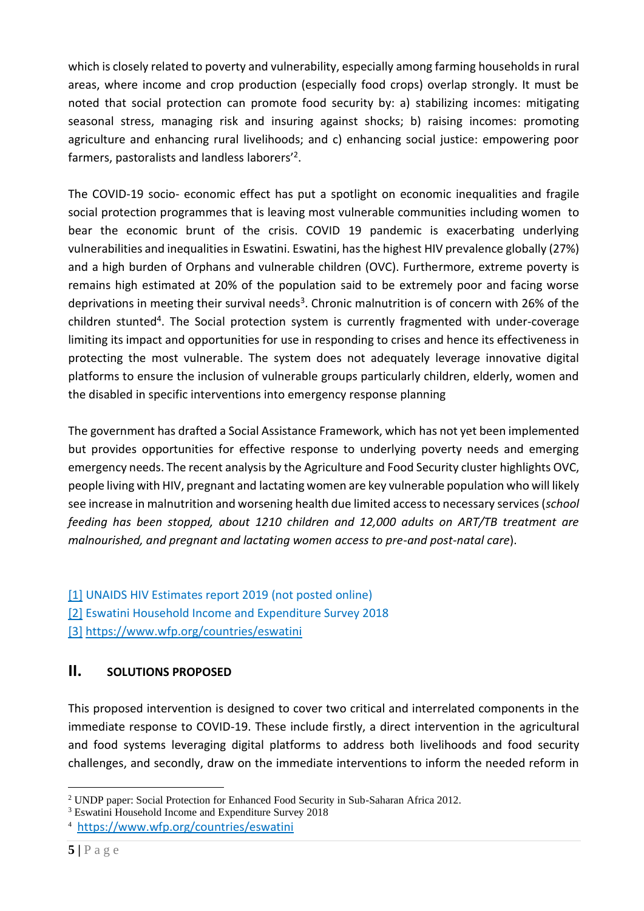which is closely related to poverty and vulnerability, especially among farming households in rural areas, where income and crop production (especially food crops) overlap strongly. It must be noted that social protection can promote food security by: a) stabilizing incomes: mitigating seasonal stress, managing risk and insuring against shocks; b) raising incomes: promoting agriculture and enhancing rural livelihoods; and c) enhancing social justice: empowering poor farmers, pastoralists and landless laborers'[2].

The COVID-19 socio- economic effect has put a spotlight on economic inequalities and fragile social protection programmes that is leaving most vulnerable communities including women to bear the economic brunt of the crisis. COVID 19 pandemic is exacerbating underlying vulnerabilities and inequalities in Eswatini. Eswatini, has the highest HIV prevalence globally (27%) and a high burden of Orphans and vulnerable children (OVC). Furthermore, extreme poverty is remains high estimated at 20% of the population said to be extremely poor and facing worse deprivations in meeting their survival needs[3]. Chronic malnutrition is of concern with 26% of the children stunted[4]. The Social protection system is currently fragmented with under-coverage limiting its impact and opportunities for use in responding to crises and hence its effectiveness in protecting the most vulnerable. The system does not adequately leverage innovative digital platforms to ensure the inclusion of vulnerable groups particularly children, elderly, women and the disabled in specific interventions into emergency response planning

The government has drafted a Social Assistance Framework, which has not yet been implemented but provides opportunities for effective response to underlying poverty needs and emerging emergency needs. The recent analysis by the Agriculture and Food Security cluster highlights OVC, people living with HIV, pregnant and lactating women are key vulnerable population who will likely see increase in malnutrition and worsening health due limited access to necessary services (*school feeding has been stopped, about 1210 children and 12,000 adults on ART/TB treatment are malnourished, and pregnant and lactating women access to pre-and post-natal care*).

[1] UNAIDS HIV Estimates report 2019 (not posted online)
[2] Eswatini Household Income and Expenditure Survey 2018
[3] https://www.wfp.org/countries/eswatini

## II. SOLUTIONS PROPOSED

This proposed intervention is designed to cover two critical and interrelated components in the immediate response to COVID-19. These include firstly, a direct intervention in the agricultural and food systems leveraging digital platforms to address both livelihoods and food security challenges, and secondly, draw on the immediate interventions to inform the needed reform in

[2] UNDP paper: Social Protection for Enhanced Food Security in Sub-Saharan Africa 2012.
[3] Eswatini Household Income and Expenditure Survey 2018
[4] https://www.wfp.org/countries/eswatini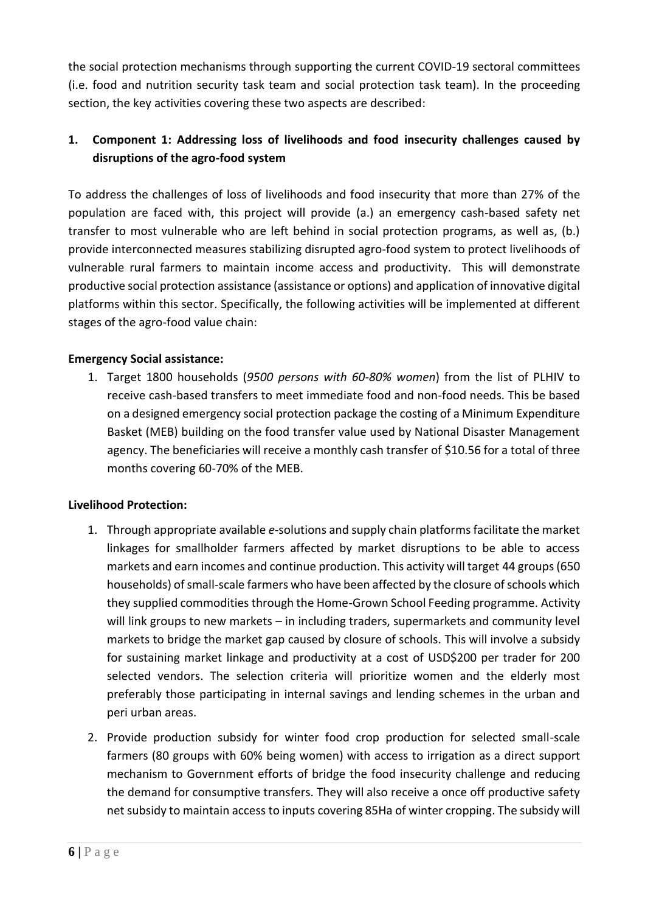the social protection mechanisms through supporting the current COVID-19 sectoral committees (i.e. food and nutrition security task team and social protection task team). In the proceeding section, the key activities covering these two aspects are described:

## 1. Component 1: Addressing loss of livelihoods and food insecurity challenges caused by disruptions of the agro-food system

To address the challenges of loss of livelihoods and food insecurity that more than 27% of the population are faced with, this project will provide (a.) an emergency cash-based safety net transfer to most vulnerable who are left behind in social protection programs, as well as, (b.) provide interconnected measures stabilizing disrupted agro-food system to protect livelihoods of vulnerable rural farmers to maintain income access and productivity. This will demonstrate productive social protection assistance (assistance or options) and application of innovative digital platforms within this sector. Specifically, the following activities will be implemented at different stages of the agro-food value chain:

**Emergency Social assistance:**

1. Target 1800 households (*9500 persons with 60-80% women*) from the list of PLHIV to receive cash-based transfers to meet immediate food and non-food needs. This be based on a designed emergency social protection package the costing of a Minimum Expenditure Basket (MEB) building on the food transfer value used by National Disaster Management agency. The beneficiaries will receive a monthly cash transfer of $10.56 for a total of three months covering 60-70% of the MEB.

**Livelihood Protection:**

1. Through appropriate available *e*-solutions and supply chain platforms facilitate the market linkages for smallholder farmers affected by market disruptions to be able to access markets and earn incomes and continue production. This activity will target 44 groups (650 households) of small-scale farmers who have been affected by the closure of schools which they supplied commodities through the Home-Grown School Feeding programme. Activity will link groups to new markets – in including traders, supermarkets and community level markets to bridge the market gap caused by closure of schools. This will involve a subsidy for sustaining market linkage and productivity at a cost of USD$200 per trader for 200 selected vendors. The selection criteria will prioritize women and the elderly most preferably those participating in internal savings and lending schemes in the urban and peri urban areas.
2. Provide production subsidy for winter food crop production for selected small-scale farmers (80 groups with 60% being women) with access to irrigation as a direct support mechanism to Government efforts of bridge the food insecurity challenge and reducing the demand for consumptive transfers. They will also receive a once off productive safety net subsidy to maintain access to inputs covering 85Ha of winter cropping. The subsidy will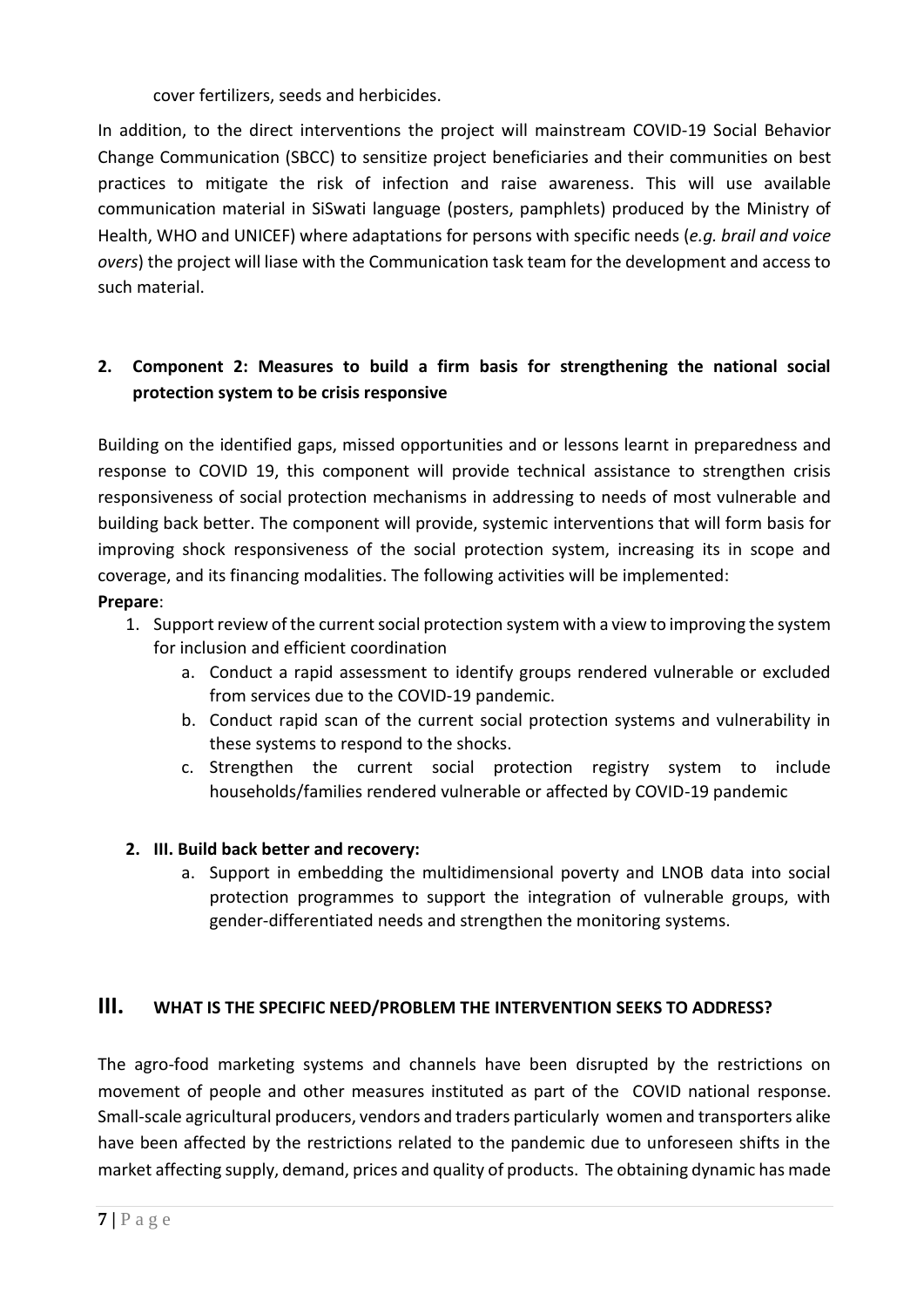cover fertilizers, seeds and herbicides.

In addition, to the direct interventions the project will mainstream COVID-19 Social Behavior Change Communication (SBCC) to sensitize project beneficiaries and their communities on best practices to mitigate the risk of infection and raise awareness. This will use available communication material in SiSwati language (posters, pamphlets) produced by the Ministry of Health, WHO and UNICEF) where adaptations for persons with specific needs (*e.g. brail and voice overs*) the project will liase with the Communication task team for the development and access to such material.

**2. Component 2: Measures to build a firm basis for strengthening the national social protection system to be crisis responsive**

Building on the identified gaps, missed opportunities and or lessons learnt in preparedness and response to COVID 19, this component will provide technical assistance to strengthen crisis responsiveness of social protection mechanisms in addressing to needs of most vulnerable and building back better. The component will provide, systemic interventions that will form basis for improving shock responsiveness of the social protection system, increasing its in scope and coverage, and its financing modalities. The following activities will be implemented:

**Prepare**:

1. Support review of the current social protection system with a view to improving the system for inclusion and efficient coordination
   a. Conduct a rapid assessment to identify groups rendered vulnerable or excluded from services due to the COVID-19 pandemic.
   b. Conduct rapid scan of the current social protection systems and vulnerability in these systems to respond to the shocks.
   c. Strengthen the current social protection registry system to include households/families rendered vulnerable or affected by COVID-19 pandemic

2. **III. Build back better and recovery:**
   a. Support in embedding the multidimensional poverty and LNOB data into social protection programmes to support the integration of vulnerable groups, with gender-differentiated needs and strengthen the monitoring systems.

## III. WHAT IS THE SPECIFIC NEED/PROBLEM THE INTERVENTION SEEKS TO ADDRESS?

The agro-food marketing systems and channels have been disrupted by the restrictions on movement of people and other measures instituted as part of the COVID national response. Small-scale agricultural producers, vendors and traders particularly women and transporters alike have been affected by the restrictions related to the pandemic due to unforeseen shifts in the market affecting supply, demand, prices and quality of products. The obtaining dynamic has made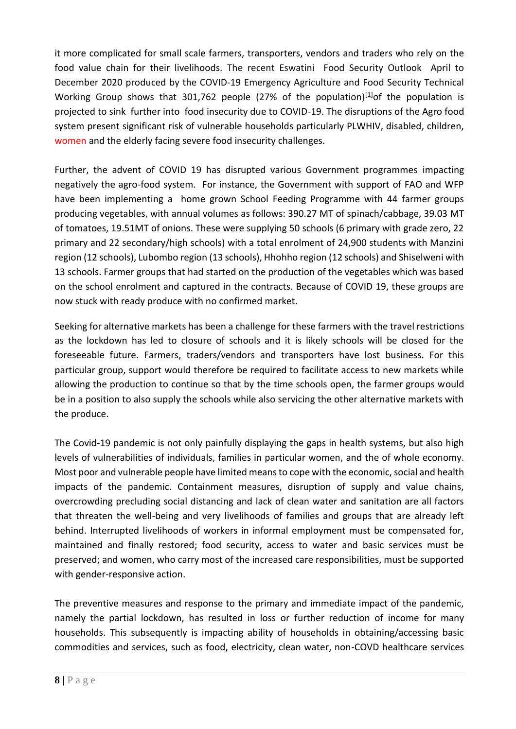it more complicated for small scale farmers, transporters, vendors and traders who rely on the food value chain for their livelihoods. The recent Eswatini Food Security Outlook April to December 2020 produced by the COVID-19 Emergency Agriculture and Food Security Technical Working Group shows that 301,762 people (27% of the population)[1]of the population is projected to sink further into food insecurity due to COVID-19. The disruptions of the Agro food system present significant risk of vulnerable households particularly PLWHIV, disabled, children, women and the elderly facing severe food insecurity challenges.

Further, the advent of COVID 19 has disrupted various Government programmes impacting negatively the agro-food system. For instance, the Government with support of FAO and WFP have been implementing a home grown School Feeding Programme with 44 farmer groups producing vegetables, with annual volumes as follows: 390.27 MT of spinach/cabbage, 39.03 MT of tomatoes, 19.51MT of onions. These were supplying 50 schools (6 primary with grade zero, 22 primary and 22 secondary/high schools) with a total enrolment of 24,900 students with Manzini region (12 schools), Lubombo region (13 schools), Hhohho region (12 schools) and Shiselweni with 13 schools. Farmer groups that had started on the production of the vegetables which was based on the school enrolment and captured in the contracts. Because of COVID 19, these groups are now stuck with ready produce with no confirmed market.

Seeking for alternative markets has been a challenge for these farmers with the travel restrictions as the lockdown has led to closure of schools and it is likely schools will be closed for the foreseeable future. Farmers, traders/vendors and transporters have lost business. For this particular group, support would therefore be required to facilitate access to new markets while allowing the production to continue so that by the time schools open, the farmer groups would be in a position to also supply the schools while also servicing the other alternative markets with the produce.

The Covid-19 pandemic is not only painfully displaying the gaps in health systems, but also high levels of vulnerabilities of individuals, families in particular women, and the of whole economy. Most poor and vulnerable people have limited means to cope with the economic, social and health impacts of the pandemic. Containment measures, disruption of supply and value chains, overcrowding precluding social distancing and lack of clean water and sanitation are all factors that threaten the well-being and very livelihoods of families and groups that are already left behind. Interrupted livelihoods of workers in informal employment must be compensated for, maintained and finally restored; food security, access to water and basic services must be preserved; and women, who carry most of the increased care responsibilities, must be supported with gender-responsive action.

The preventive measures and response to the primary and immediate impact of the pandemic, namely the partial lockdown, has resulted in loss or further reduction of income for many households. This subsequently is impacting ability of households in obtaining/accessing basic commodities and services, such as food, electricity, clean water, non-COVD healthcare services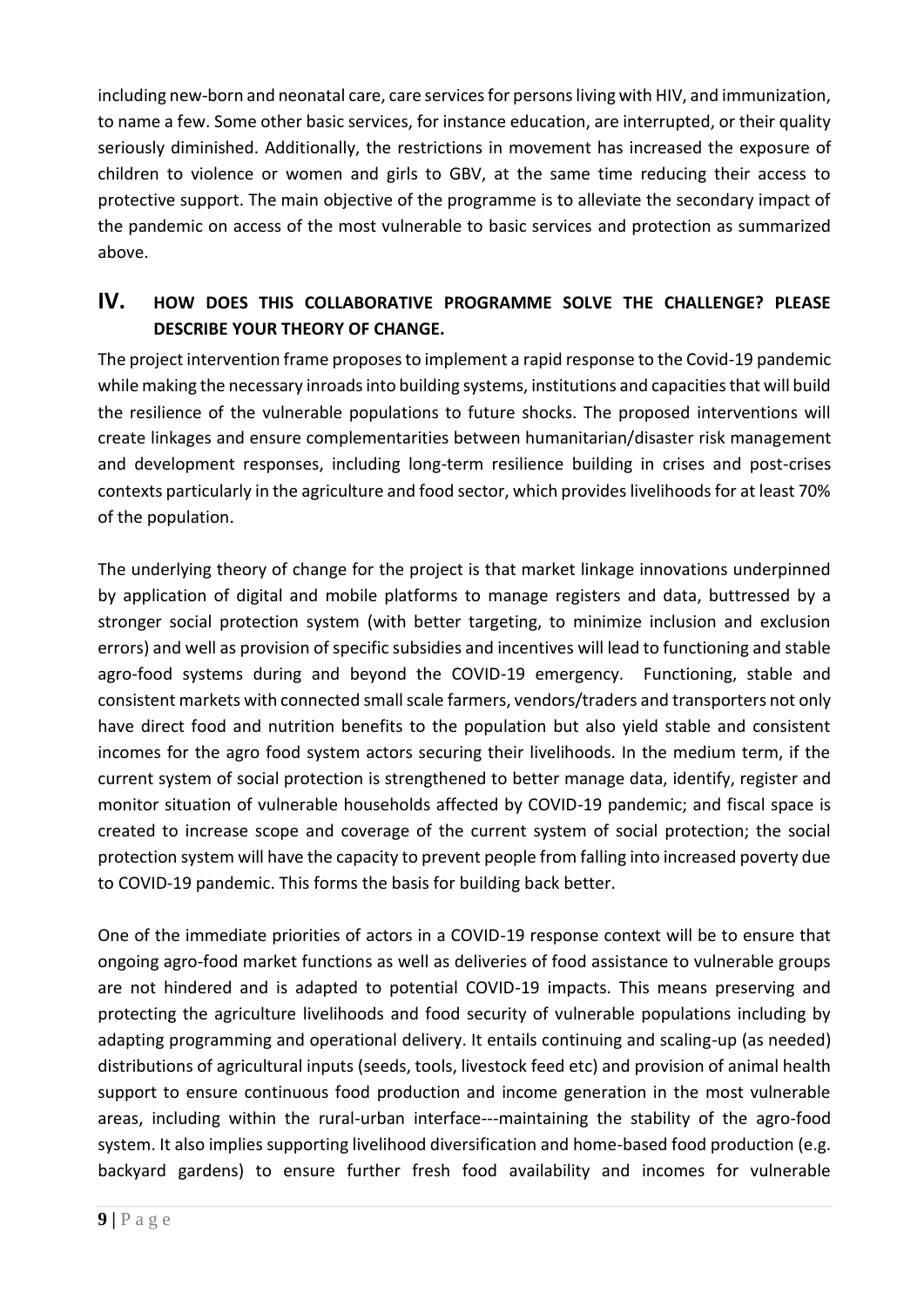including new-born and neonatal care, care services for persons living with HIV, and immunization, to name a few. Some other basic services, for instance education, are interrupted, or their quality seriously diminished. Additionally, the restrictions in movement has increased the exposure of children to violence or women and girls to GBV, at the same time reducing their access to protective support. The main objective of the programme is to alleviate the secondary impact of the pandemic on access of the most vulnerable to basic services and protection as summarized above.

## IV. HOW DOES THIS COLLABORATIVE PROGRAMME SOLVE THE CHALLENGE? PLEASE DESCRIBE YOUR THEORY OF CHANGE.

The project intervention frame proposes to implement a rapid response to the Covid-19 pandemic while making the necessary inroads into building systems, institutions and capacities that will build the resilience of the vulnerable populations to future shocks. The proposed interventions will create linkages and ensure complementarities between humanitarian/disaster risk management and development responses, including long-term resilience building in crises and post-crises contexts particularly in the agriculture and food sector, which provides livelihoods for at least 70% of the population.

The underlying theory of change for the project is that market linkage innovations underpinned by application of digital and mobile platforms to manage registers and data, buttressed by a stronger social protection system (with better targeting, to minimize inclusion and exclusion errors) and well as provision of specific subsidies and incentives will lead to functioning and stable agro-food systems during and beyond the COVID-19 emergency. Functioning, stable and consistent markets with connected small scale farmers, vendors/traders and transporters not only have direct food and nutrition benefits to the population but also yield stable and consistent incomes for the agro food system actors securing their livelihoods. In the medium term, if the current system of social protection is strengthened to better manage data, identify, register and monitor situation of vulnerable households affected by COVID-19 pandemic; and fiscal space is created to increase scope and coverage of the current system of social protection; the social protection system will have the capacity to prevent people from falling into increased poverty due to COVID-19 pandemic. This forms the basis for building back better.

One of the immediate priorities of actors in a COVID-19 response context will be to ensure that ongoing agro-food market functions as well as deliveries of food assistance to vulnerable groups are not hindered and is adapted to potential COVID-19 impacts. This means preserving and protecting the agriculture livelihoods and food security of vulnerable populations including by adapting programming and operational delivery. It entails continuing and scaling-up (as needed) distributions of agricultural inputs (seeds, tools, livestock feed etc) and provision of animal health support to ensure continuous food production and income generation in the most vulnerable areas, including within the rural-urban interface---maintaining the stability of the agro-food system. It also implies supporting livelihood diversification and home-based food production (e.g. backyard gardens) to ensure further fresh food availability and incomes for vulnerable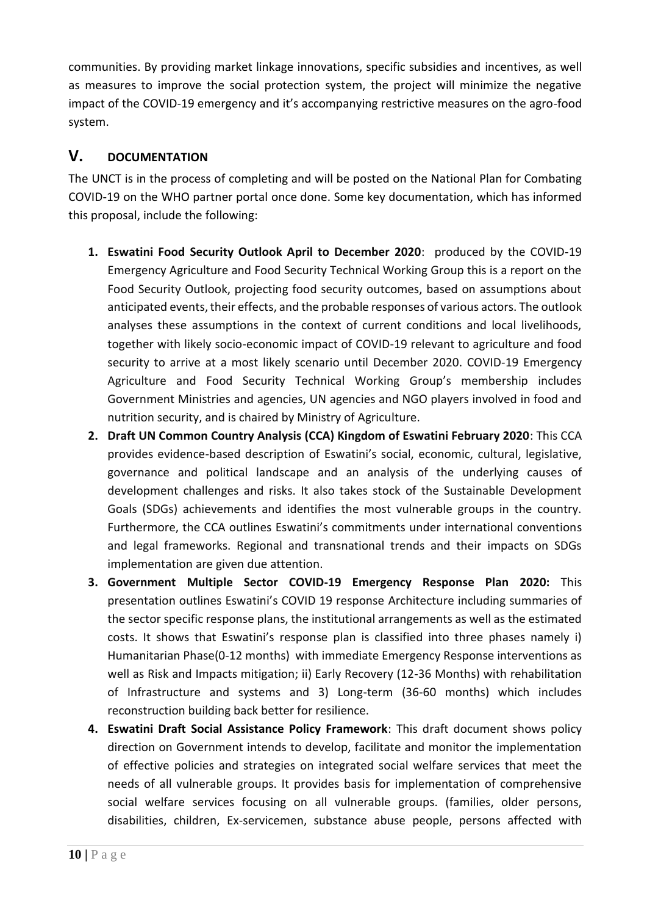communities. By providing market linkage innovations, specific subsidies and incentives, as well as measures to improve the social protection system, the project will minimize the negative impact of the COVID-19 emergency and it's accompanying restrictive measures on the agro-food system.

## V. DOCUMENTATION

The UNCT is in the process of completing and will be posted on the National Plan for Combating COVID-19 on the WHO partner portal once done. Some key documentation, which has informed this proposal, include the following:

1. **Eswatini Food Security Outlook April to December 2020**: produced by the COVID-19 Emergency Agriculture and Food Security Technical Working Group this is a report on the Food Security Outlook, projecting food security outcomes, based on assumptions about anticipated events, their effects, and the probable responses of various actors. The outlook analyses these assumptions in the context of current conditions and local livelihoods, together with likely socio-economic impact of COVID-19 relevant to agriculture and food security to arrive at a most likely scenario until December 2020. COVID-19 Emergency Agriculture and Food Security Technical Working Group's membership includes Government Ministries and agencies, UN agencies and NGO players involved in food and nutrition security, and is chaired by Ministry of Agriculture.
2. **Draft UN Common Country Analysis (CCA) Kingdom of Eswatini February 2020**: This CCA provides evidence-based description of Eswatini's social, economic, cultural, legislative, governance and political landscape and an analysis of the underlying causes of development challenges and risks. It also takes stock of the Sustainable Development Goals (SDGs) achievements and identifies the most vulnerable groups in the country. Furthermore, the CCA outlines Eswatini's commitments under international conventions and legal frameworks. Regional and transnational trends and their impacts on SDGs implementation are given due attention.
3. **Government Multiple Sector COVID-19 Emergency Response Plan 2020:** This presentation outlines Eswatini's COVID 19 response Architecture including summaries of the sector specific response plans, the institutional arrangements as well as the estimated costs. It shows that Eswatini's response plan is classified into three phases namely i) Humanitarian Phase(0-12 months) with immediate Emergency Response interventions as well as Risk and Impacts mitigation; ii) Early Recovery (12-36 Months) with rehabilitation of Infrastructure and systems and 3) Long-term (36-60 months) which includes reconstruction building back better for resilience.
4. **Eswatini Draft Social Assistance Policy Framework**: This draft document shows policy direction on Government intends to develop, facilitate and monitor the implementation of effective policies and strategies on integrated social welfare services that meet the needs of all vulnerable groups. It provides basis for implementation of comprehensive social welfare services focusing on all vulnerable groups. (families, older persons, disabilities, children, Ex-servicemen, substance abuse people, persons affected with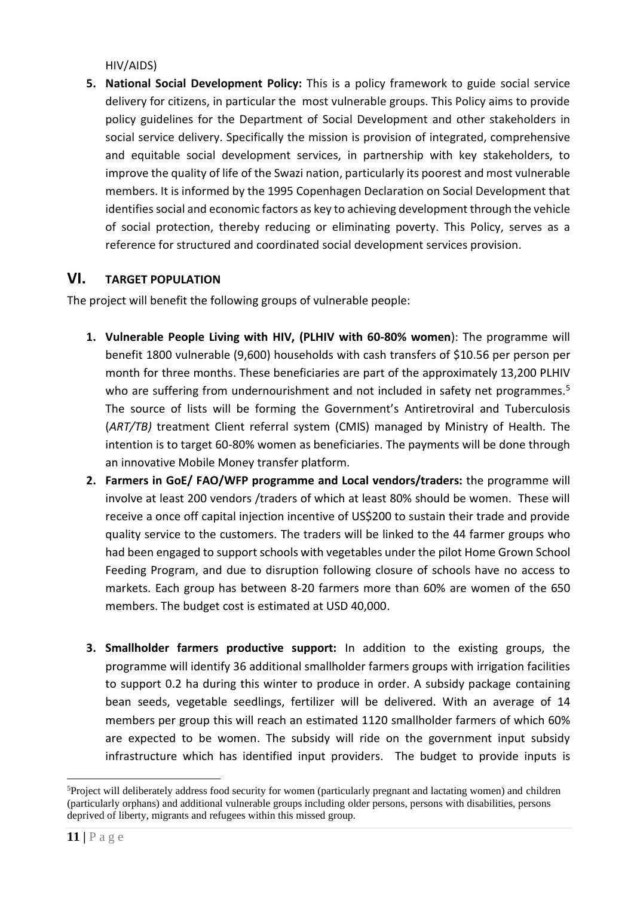HIV/AIDS)

5. **National Social Development Policy:** This is a policy framework to guide social service delivery for citizens, in particular the most vulnerable groups. This Policy aims to provide policy guidelines for the Department of Social Development and other stakeholders in social service delivery. Specifically the mission is provision of integrated, comprehensive and equitable social development services, in partnership with key stakeholders, to improve the quality of life of the Swazi nation, particularly its poorest and most vulnerable members. It is informed by the 1995 Copenhagen Declaration on Social Development that identifies social and economic factors as key to achieving development through the vehicle of social protection, thereby reducing or eliminating poverty. This Policy, serves as a reference for structured and coordinated social development services provision.

# VI. TARGET POPULATION

The project will benefit the following groups of vulnerable people:

1. **Vulnerable People Living with HIV, (PLHIV with 60-80% women**): The programme will benefit 1800 vulnerable (9,600) households with cash transfers of $10.56 per person per month for three months. These beneficiaries are part of the approximately 13,200 PLHIV who are suffering from undernourishment and not included in safety net programmes.[5] The source of lists will be forming the Government's Antiretroviral and Tuberculosis (*ART/TB)* treatment Client referral system (CMIS) managed by Ministry of Health. The intention is to target 60-80% women as beneficiaries. The payments will be done through an innovative Mobile Money transfer platform.
2. **Farmers in GoE/ FAO/WFP programme and Local vendors/traders:** the programme will involve at least 200 vendors /traders of which at least 80% should be women. These will receive a once off capital injection incentive of US$200 to sustain their trade and provide quality service to the customers. The traders will be linked to the 44 farmer groups who had been engaged to support schools with vegetables under the pilot Home Grown School Feeding Program, and due to disruption following closure of schools have no access to markets. Each group has between 8-20 farmers more than 60% are women of the 650 members. The budget cost is estimated at USD 40,000.

3. **Smallholder farmers productive support:** In addition to the existing groups, the programme will identify 36 additional smallholder farmers groups with irrigation facilities to support 0.2 ha during this winter to produce in order. A subsidy package containing bean seeds, vegetable seedlings, fertilizer will be delivered. With an average of 14 members per group this will reach an estimated 1120 smallholder farmers of which 60% are expected to be women. The subsidy will ride on the government input subsidy infrastructure which has identified input providers. The budget to provide inputs is

---

[5]Project will deliberately address food security for women (particularly pregnant and lactating women) and children (particularly orphans) and additional vulnerable groups including older persons, persons with disabilities, persons deprived of liberty, migrants and refugees within this missed group.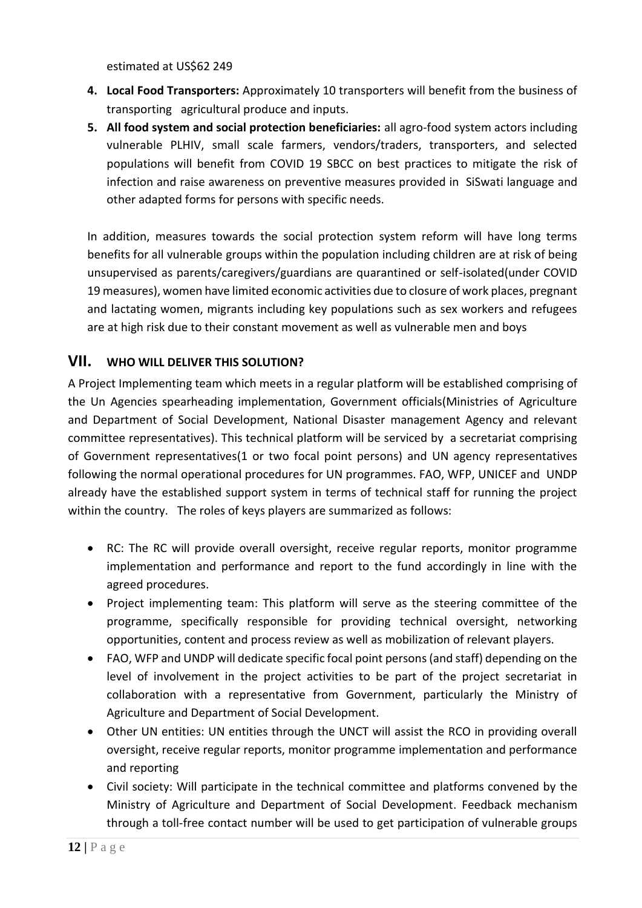estimated at US$62 249

4. **Local Food Transporters:** Approximately 10 transporters will benefit from the business of transporting agricultural produce and inputs.
5. **All food system and social protection beneficiaries:** all agro-food system actors including vulnerable PLHIV, small scale farmers, vendors/traders, transporters, and selected populations will benefit from COVID 19 SBCC on best practices to mitigate the risk of infection and raise awareness on preventive measures provided in SiSwati language and other adapted forms for persons with specific needs.

In addition, measures towards the social protection system reform will have long terms benefits for all vulnerable groups within the population including children are at risk of being unsupervised as parents/caregivers/guardians are quarantined or self-isolated(under COVID 19 measures), women have limited economic activities due to closure of work places, pregnant and lactating women, migrants including key populations such as sex workers and refugees are at high risk due to their constant movement as well as vulnerable men and boys

## VII. WHO WILL DELIVER THIS SOLUTION?

A Project Implementing team which meets in a regular platform will be established comprising of the Un Agencies spearheading implementation, Government officials(Ministries of Agriculture and Department of Social Development, National Disaster management Agency and relevant committee representatives). This technical platform will be serviced by a secretariat comprising of Government representatives(1 or two focal point persons) and UN agency representatives following the normal operational procedures for UN programmes. FAO, WFP, UNICEF and UNDP already have the established support system in terms of technical staff for running the project within the country. The roles of keys players are summarized as follows:

- RC: The RC will provide overall oversight, receive regular reports, monitor programme implementation and performance and report to the fund accordingly in line with the agreed procedures.
- Project implementing team: This platform will serve as the steering committee of the programme, specifically responsible for providing technical oversight, networking opportunities, content and process review as well as mobilization of relevant players.
- FAO, WFP and UNDP will dedicate specific focal point persons (and staff) depending on the level of involvement in the project activities to be part of the project secretariat in collaboration with a representative from Government, particularly the Ministry of Agriculture and Department of Social Development.
- Other UN entities: UN entities through the UNCT will assist the RCO in providing overall oversight, receive regular reports, monitor programme implementation and performance and reporting
- Civil society: Will participate in the technical committee and platforms convened by the Ministry of Agriculture and Department of Social Development. Feedback mechanism through a toll-free contact number will be used to get participation of vulnerable groups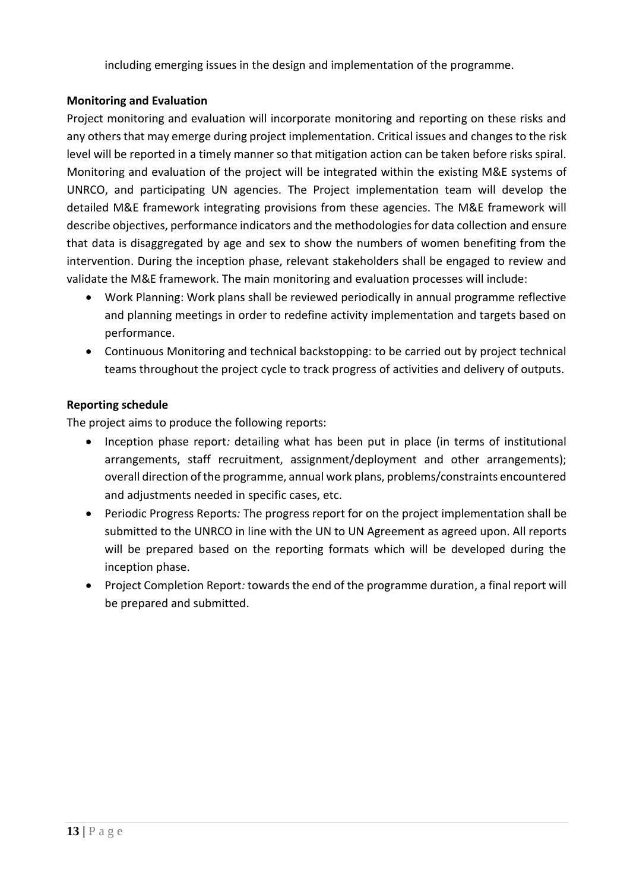including emerging issues in the design and implementation of the programme.

**Monitoring and Evaluation**

Project monitoring and evaluation will incorporate monitoring and reporting on these risks and any others that may emerge during project implementation. Critical issues and changes to the risk level will be reported in a timely manner so that mitigation action can be taken before risks spiral. Monitoring and evaluation of the project will be integrated within the existing M&E systems of UNRCO, and participating UN agencies. The Project implementation team will develop the detailed M&E framework integrating provisions from these agencies. The M&E framework will describe objectives, performance indicators and the methodologies for data collection and ensure that data is disaggregated by age and sex to show the numbers of women benefiting from the intervention. During the inception phase, relevant stakeholders shall be engaged to review and validate the M&E framework. The main monitoring and evaluation processes will include:

- Work Planning: Work plans shall be reviewed periodically in annual programme reflective and planning meetings in order to redefine activity implementation and targets based on performance.
- Continuous Monitoring and technical backstopping: to be carried out by project technical teams throughout the project cycle to track progress of activities and delivery of outputs.

**Reporting schedule**

The project aims to produce the following reports:

- Inception phase report*:* detailing what has been put in place (in terms of institutional arrangements, staff recruitment, assignment/deployment and other arrangements); overall direction of the programme, annual work plans, problems/constraints encountered and adjustments needed in specific cases, etc.
- Periodic Progress Reports*:* The progress report for on the project implementation shall be submitted to the UNRCO in line with the UN to UN Agreement as agreed upon. All reports will be prepared based on the reporting formats which will be developed during the inception phase.
- Project Completion Report*:* towards the end of the programme duration, a final report will be prepared and submitted.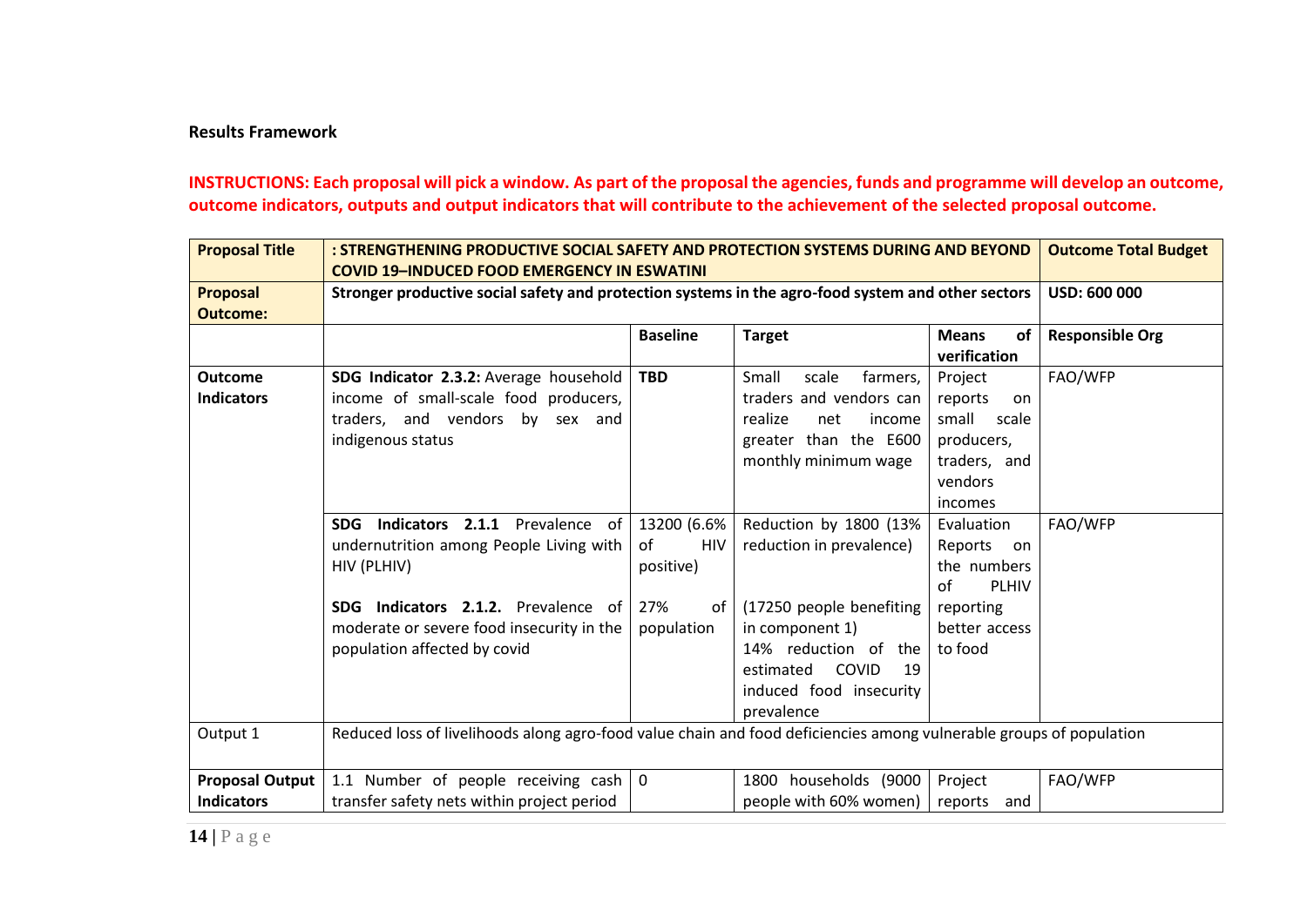**Results Framework**

**INSTRUCTIONS: Each proposal will pick a window. As part of the proposal the agencies, funds and programme will develop an outcome, outcome indicators, outputs and output indicators that will contribute to the achievement of the selected proposal outcome.**

| **Proposal Title** | **: STRENGTHENING PRODUCTIVE SOCIAL SAFETY AND PROTECTION SYSTEMS DURING AND BEYOND COVID 19–INDUCED FOOD EMERGENCY IN ESWATINI** | | | | **Outcome Total Budget** |
|---|---|---|---|---|---|
| **Proposal Outcome:** | **Stronger productive social safety and protection systems in the agro-food system and other sectors** | | | | **USD: 600 000** |
| | | **Baseline** | **Target** | **Means of verification** | **Responsible Org** |
| **Outcome Indicators** | **SDG Indicator 2.3.2:** Average household income of small-scale food producers, traders, and vendors by sex and indigenous status | **TBD** | Small scale farmers, traders and vendors can realize net income greater than the E600 monthly minimum wage | Project reports on small scale producers, traders, and vendors incomes | FAO/WFP |
| | **SDG Indicators 2.1.1** Prevalence of undernutrition among People Living with HIV (PLHIV)<br><br>**SDG Indicators 2.1.2.** Prevalence of moderate or severe food insecurity in the population affected by covid | 13200 (6.6% of HIV positive)<br><br>27% of population | Reduction by 1800 (13% reduction in prevalence)<br><br>(17250 people benefiting in component 1)<br>14% reduction of the estimated COVID 19 induced food insecurity prevalence | Evaluation Reports on the numbers of PLHIV reporting better access to food | FAO/WFP |
| Output 1 | Reduced loss of livelihoods along agro-food value chain and food deficiencies among vulnerable groups of population | | | | |
| **Proposal Output Indicators** | 1.1 Number of people receiving cash transfer safety nets within project period | 0 | 1800 households (9000 people with 60% women) | Project reports and | FAO/WFP |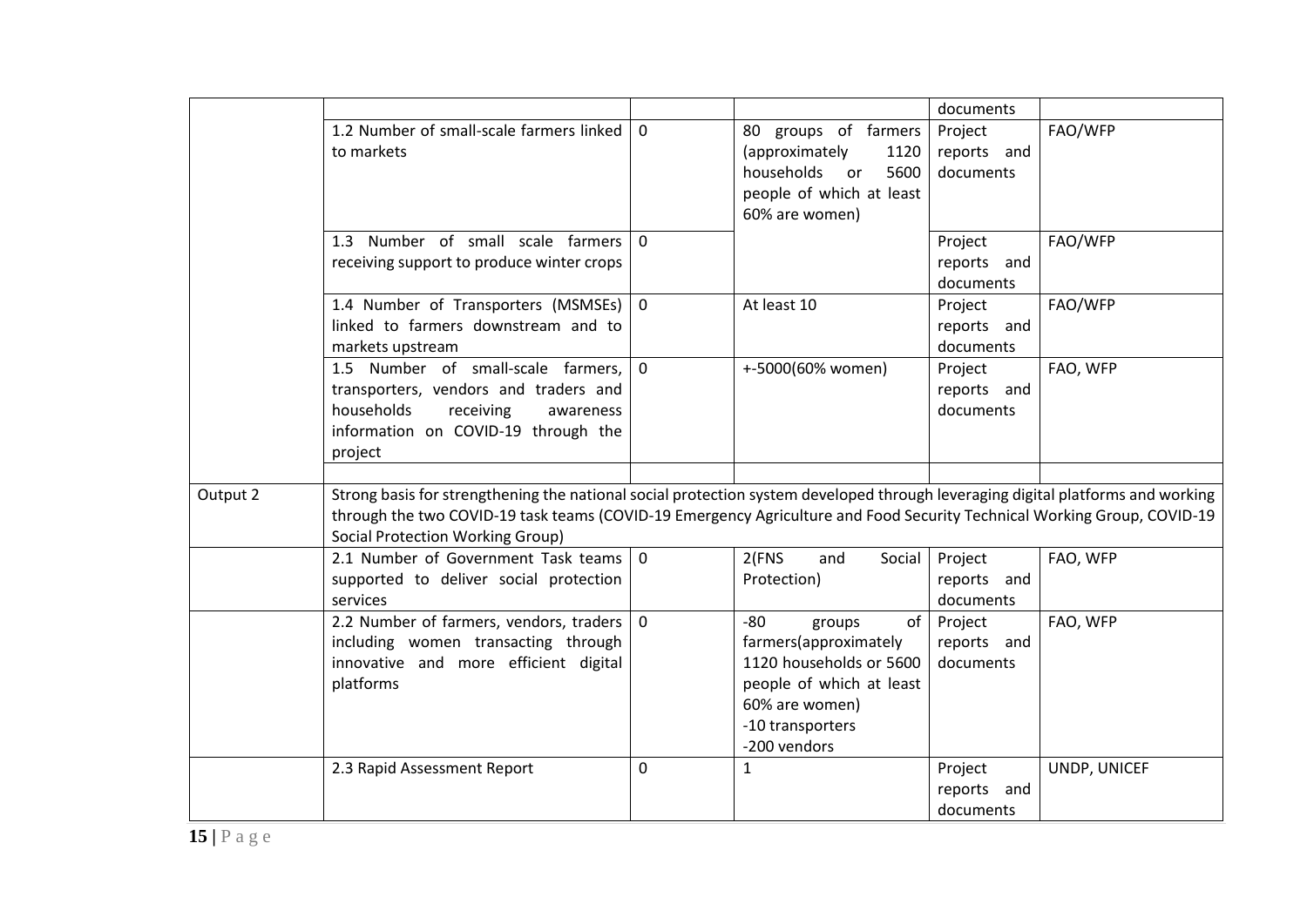| | | | | | |
|---|---|---|---|---|---|
| | | | | documents | |
| | 1.2 Number of small-scale farmers linked to markets | 0 | 80 groups of farmers (approximately 1120 households or 5600 people of which at least 60% are women) | Project reports and documents | FAO/WFP |
| | 1.3 Number of small scale farmers receiving support to produce winter crops | 0 | | Project reports and documents | FAO/WFP |
| | 1.4 Number of Transporters (MSMSEs) linked to farmers downstream and to markets upstream | 0 | At least 10 | Project reports and documents | FAO/WFP |
| | 1.5 Number of small-scale farmers, transporters, vendors and traders and households receiving awareness information on COVID-19 through the project | 0 | +-5000(60% women) | Project reports and documents | FAO, WFP |
| | | | | | |
| Output 2 | Strong basis for strengthening the national social protection system developed through leveraging digital platforms and working through the two COVID-19 task teams (COVID-19 Emergency Agriculture and Food Security Technical Working Group, COVID-19 Social Protection Working Group) | | | | |
| | 2.1 Number of Government Task teams supported to deliver social protection services | 0 | 2(FNS and Social Protection) | Project reports and documents | FAO, WFP |
| | 2.2 Number of farmers, vendors, traders including women transacting through innovative and more efficient digital platforms | 0 | -80 groups of farmers(approximately 1120 households or 5600 people of which at least 60% are women)<br>-10 transporters<br>-200 vendors | Project reports and documents | FAO, WFP |
| | 2.3 Rapid Assessment Report | 0 | 1 | Project reports and documents | UNDP, UNICEF |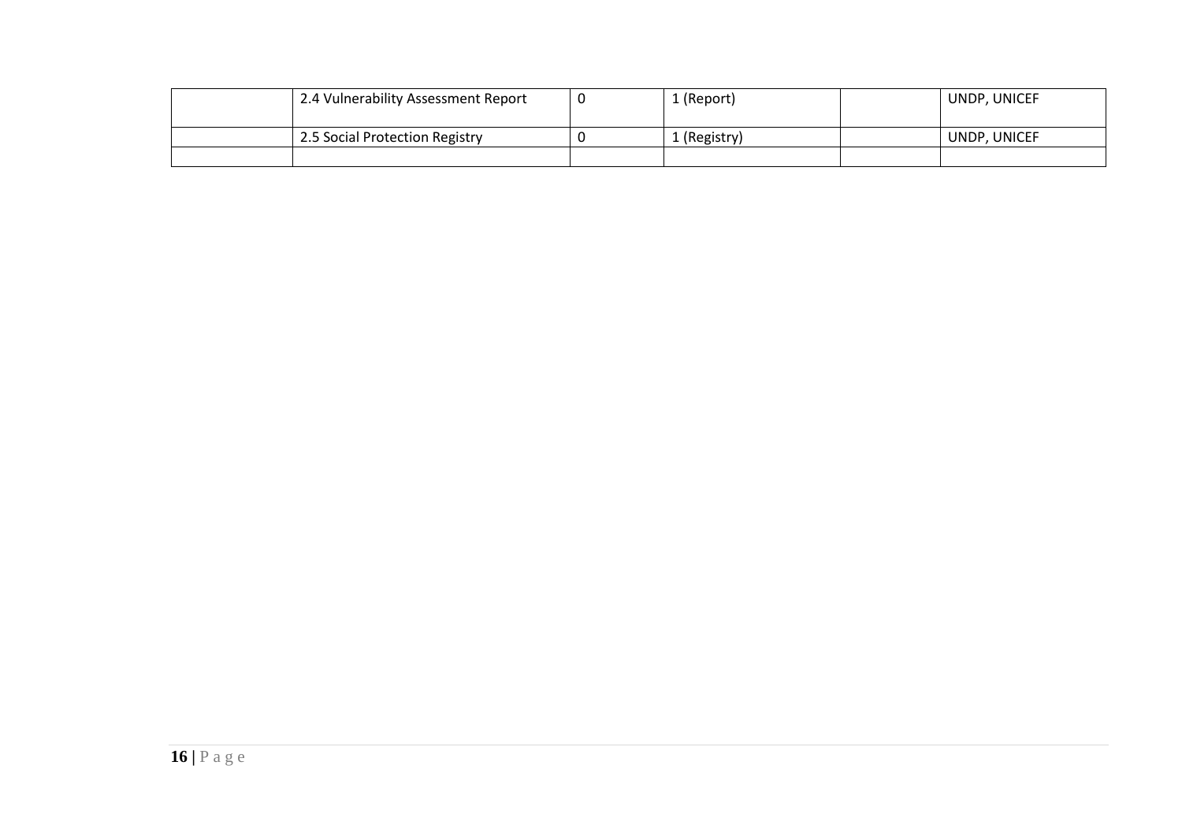| | | | | | |
|---|---|---|---|---|---|
| | 2.4 Vulnerability Assessment Report | 0 | 1 (Report) | | UNDP, UNICEF |
| | 2.5 Social Protection Registry | 0 | 1 (Registry) | | UNDP, UNICEF |
| | | | | | |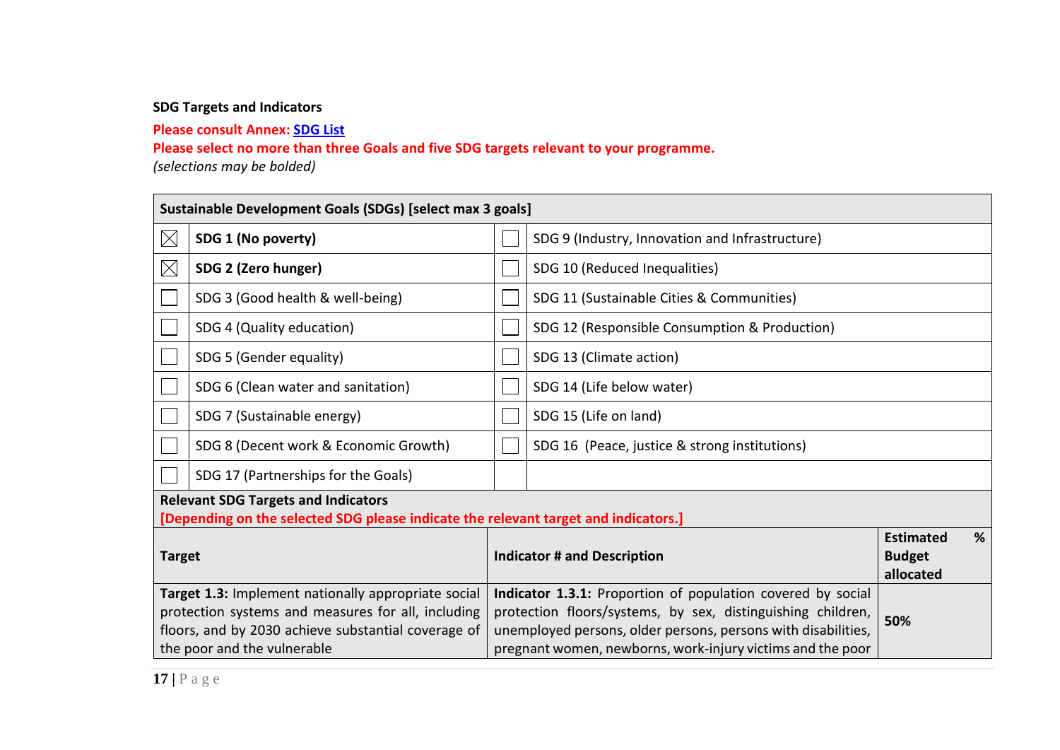**SDG Targets and Indicators**

**Please consult Annex: SDG List**

**Please select no more than three Goals and five SDG targets relevant to your programme.**

*(selections may be bolded)*

| Sustainable Development Goals (SDGs) [select max 3 goals] | | | |
|---|---|---|---|
| ☒ | **SDG 1 (No poverty)** | ☐ | SDG 9 (Industry, Innovation and Infrastructure) |
| ☒ | **SDG 2 (Zero hunger)** | ☐ | SDG 10 (Reduced Inequalities) |
| ☐ | SDG 3 (Good health & well-being) | ☐ | SDG 11 (Sustainable Cities & Communities) |
| ☐ | SDG 4 (Quality education) | ☐ | SDG 12 (Responsible Consumption & Production) |
| ☐ | SDG 5 (Gender equality) | ☐ | SDG 13 (Climate action) |
| ☐ | SDG 6 (Clean water and sanitation) | ☐ | SDG 14 (Life below water) |
| ☐ | SDG 7 (Sustainable energy) | ☐ | SDG 15 (Life on land) |
| ☐ | SDG 8 (Decent work & Economic Growth) | ☐ | SDG 16 (Peace, justice & strong institutions) |
| ☐ | SDG 17 (Partnerships for the Goals) | | |

**Relevant SDG Targets and Indicators**

**[Depending on the selected SDG please indicate the relevant target and indicators.]**

| Target | Indicator # and Description | Estimated % Budget allocated |
|---|---|---|
| **Target 1.3:** Implement nationally appropriate social protection systems and measures for all, including floors, and by 2030 achieve substantial coverage of the poor and the vulnerable | **Indicator 1.3.1:** Proportion of population covered by social protection floors/systems, by sex, distinguishing children, unemployed persons, older persons, persons with disabilities, pregnant women, newborns, work-injury victims and the poor | **50%** |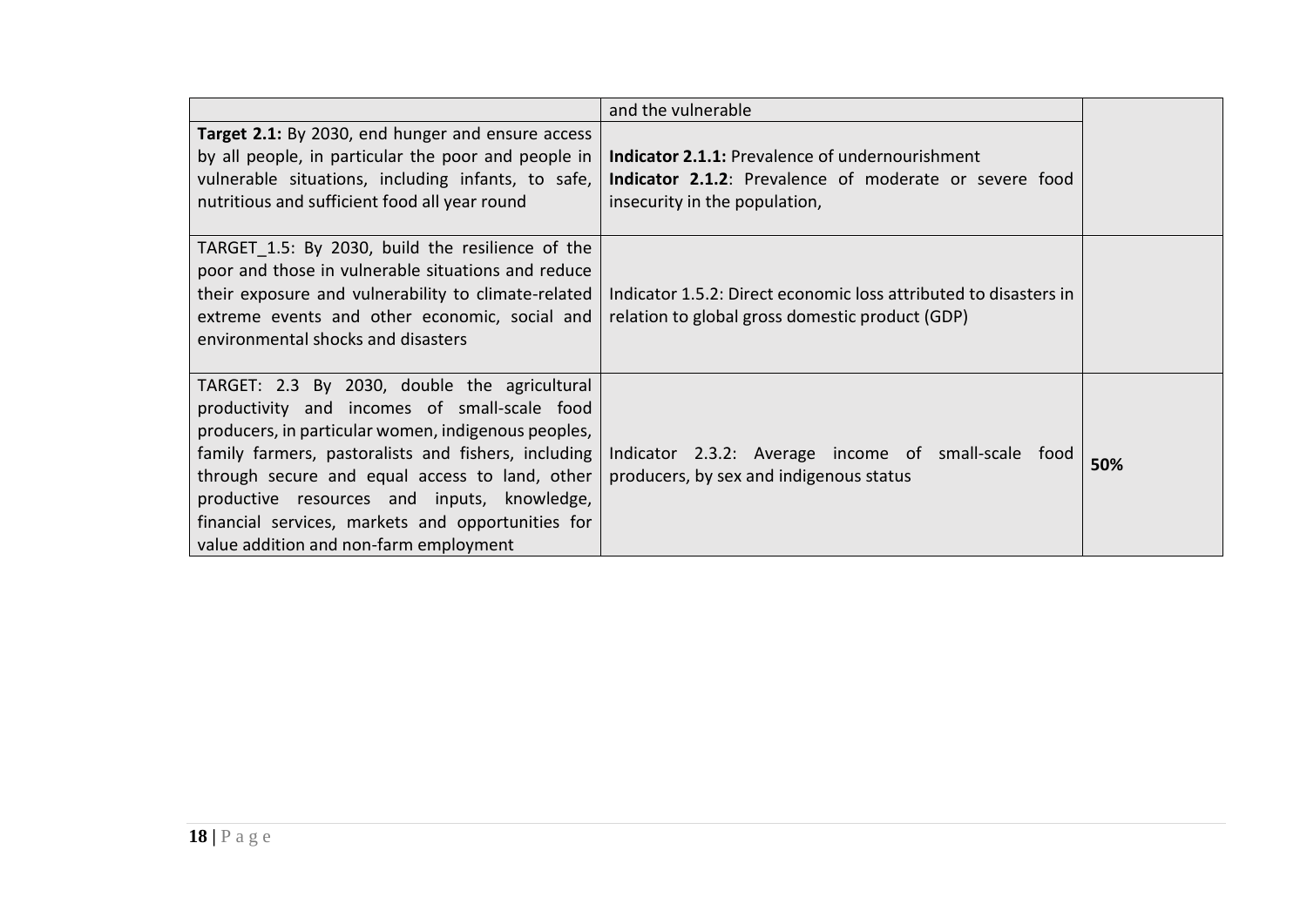| | | |
|---|---|---|
| | and the vulnerable | |
| **Target 2.1:** By 2030, end hunger and ensure access by all people, in particular the poor and people in vulnerable situations, including infants, to safe, nutritious and sufficient food all year round | **Indicator 2.1.1:** Prevalence of undernourishment<br>**Indicator 2.1.2**: Prevalence of moderate or severe food insecurity in the population, | |
| TARGET_1.5: By 2030, build the resilience of the poor and those in vulnerable situations and reduce their exposure and vulnerability to climate-related extreme events and other economic, social and environmental shocks and disasters | Indicator 1.5.2: Direct economic loss attributed to disasters in relation to global gross domestic product (GDP) | |
| TARGET: 2.3 By 2030, double the agricultural productivity and incomes of small-scale food producers, in particular women, indigenous peoples, family farmers, pastoralists and fishers, including through secure and equal access to land, other productive resources and inputs, knowledge, financial services, markets and opportunities for value addition and non-farm employment | Indicator 2.3.2: Average income of small-scale food producers, by sex and indigenous status | **50%** |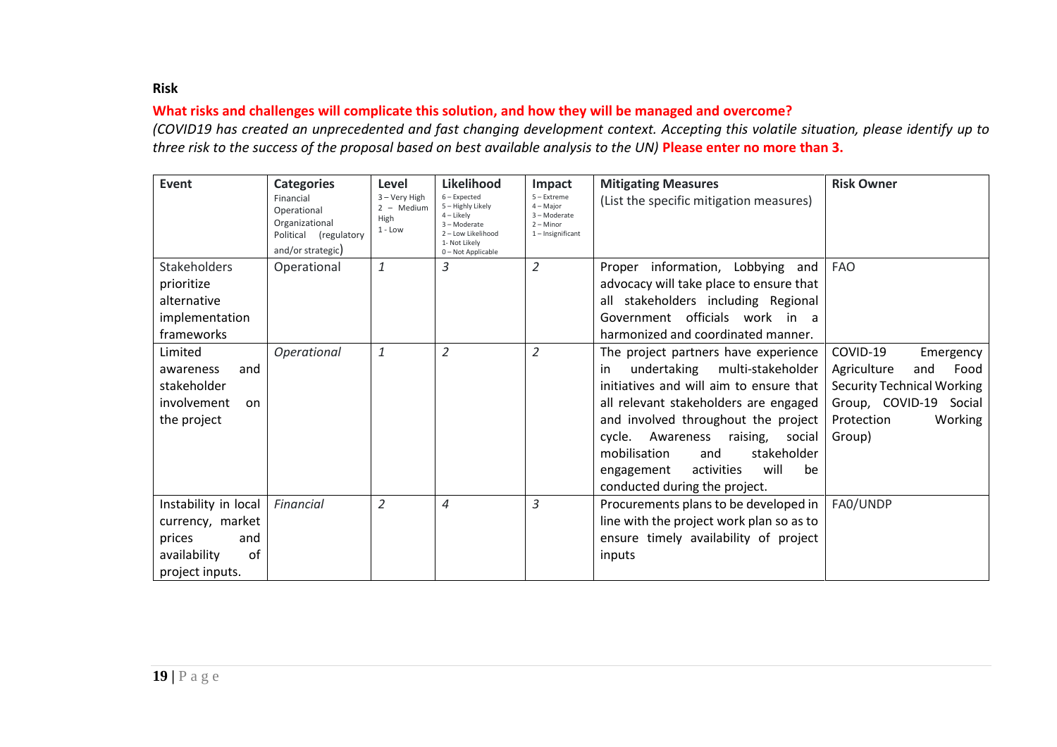**Risk**

**What risks and challenges will complicate this solution, and how they will be managed and overcome?**

*(COVID19 has created an unprecedented and fast changing development context. Accepting this volatile situation, please identify up to three risk to the success of the proposal based on best available analysis to the UN)* **Please enter no more than 3.**

| **Event** | **Categories** Financial Operational Organizational Political (regulatory and/or strategic) | **Level** 3 – Very High 2 – Medium High 1 - Low | **Likelihood** 6 – Expected 5 – Highly Likely 4 – Likely 3 – Moderate 2 – Low Likelihood 1- Not Likely 0 – Not Applicable | **Impact** 5 – Extreme 4 – Major 3 – Moderate 2 – Minor 1 – Insignificant | **Mitigating Measures** (List the specific mitigation measures) | **Risk Owner** |
|---|---|---|---|---|---|---|
| Stakeholders prioritize alternative implementation frameworks | Operational | *1* | *3* | *2* | Proper information, Lobbying and advocacy will take place to ensure that all stakeholders including Regional Government officials work in a harmonized and coordinated manner. | FAO |
| Limited awareness and stakeholder involvement on the project | *Operational* | *1* | *2* | *2* | The project partners have experience in undertaking multi-stakeholder initiatives and will aim to ensure that all relevant stakeholders are engaged and involved throughout the project cycle. Awareness raising, social mobilisation and stakeholder engagement activities will be conducted during the project. | COVID-19 Emergency Agriculture and Food Security Technical Working Group, COVID-19 Social Protection Working Group) |
| Instability in local currency, market prices and availability of project inputs. | *Financial* | *2* | *4* | *3* | Procurements plans to be developed in line with the project work plan so as to ensure timely availability of project inputs | FA0/UNDP |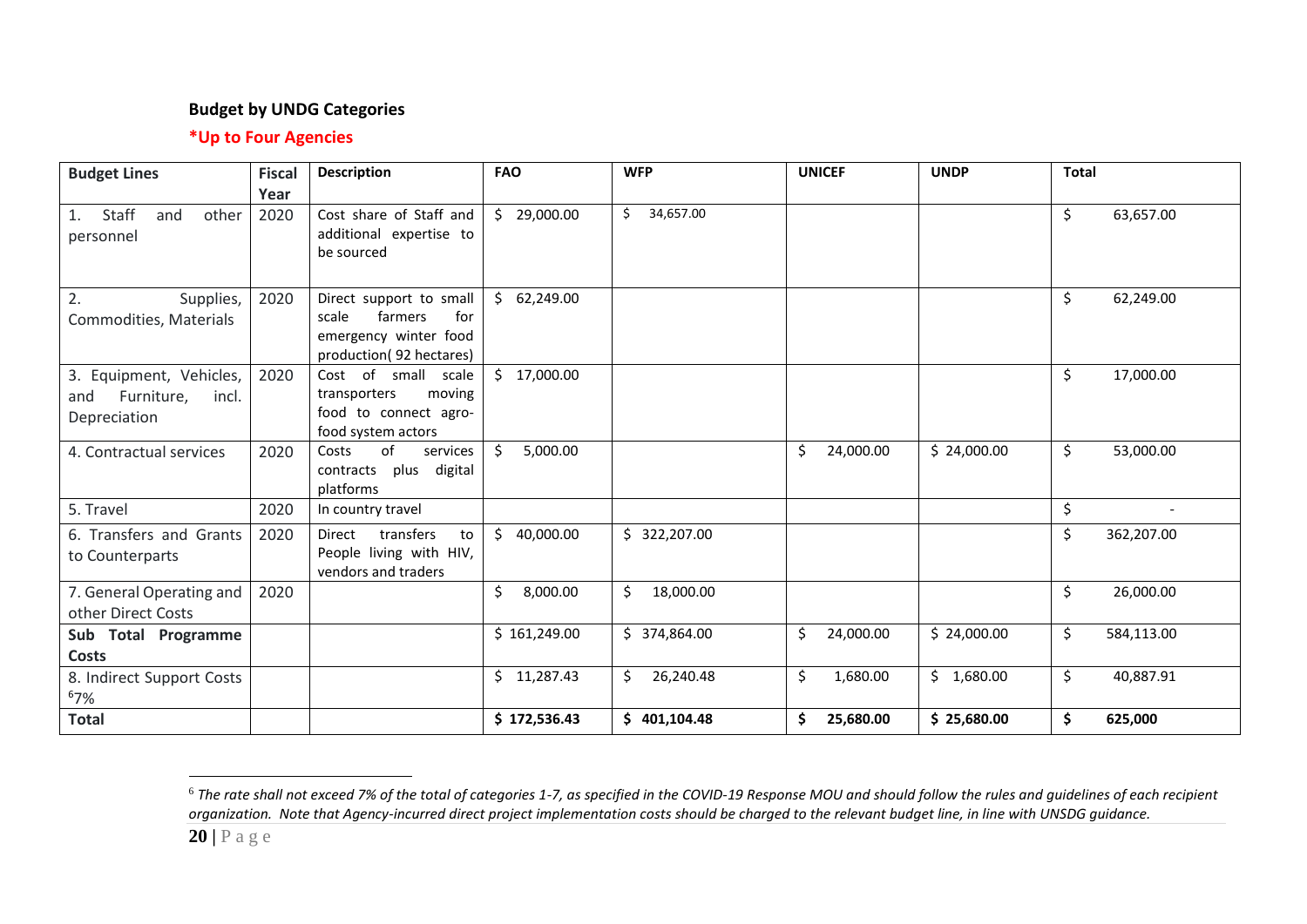**Budget by UNDG Categories**

***Up to Four Agencies**

| Budget Lines | Fiscal Year | Description | FAO | WFP | UNICEF | UNDP | Total |
|---|---|---|---|---|---|---|---|
| 1. Staff and other personnel | 2020 | Cost share of Staff and additional expertise to be sourced | $ 29,000.00 | $ 34,657.00 | | | $ 63,657.00 |
| 2. Supplies, Commodities, Materials | 2020 | Direct support to small scale farmers for emergency winter food production( 92 hectares) | $ 62,249.00 | | | | $ 62,249.00 |
| 3. Equipment, Vehicles, and Furniture, incl. Depreciation | 2020 | Cost of small scale transporters moving food to connect agro-food system actors | $ 17,000.00 | | | | $ 17,000.00 |
| 4. Contractual services | 2020 | Costs of services contracts plus digital platforms | $ 5,000.00 | | $ 24,000.00 | $ 24,000.00 | $ 53,000.00 |
| 5. Travel | 2020 | In country travel | | | | | $ - |
| 6. Transfers and Grants to Counterparts | 2020 | Direct transfers to People living with HIV, vendors and traders | $ 40,000.00 | $ 322,207.00 | | | $ 362,207.00 |
| 7. General Operating and other Direct Costs | 2020 | | $ 8,000.00 | $ 18,000.00 | | | $ 26,000.00 |
| **Sub Total Programme Costs** | | | $ 161,249.00 | $ 374,864.00 | $ 24,000.00 | $ 24,000.00 | $ 584,113.00 |
| 8. Indirect Support Costs [6] 7% | | | $ 11,287.43 | $ 26,240.48 | $ 1,680.00 | $ 1,680.00 | $ 40,887.91 |
| **Total** | | | **$ 172,536.43** | **$ 401,104.48** | **$ 25,680.00** | **$ 25,680.00** | **$ 625,000** |

[6] *The rate shall not exceed 7% of the total of categories 1-7, as specified in the COVID-19 Response MOU and should follow the rules and guidelines of each recipient organization. Note that Agency-incurred direct project implementation costs should be charged to the relevant budget line, in line with UNSDG guidance.*